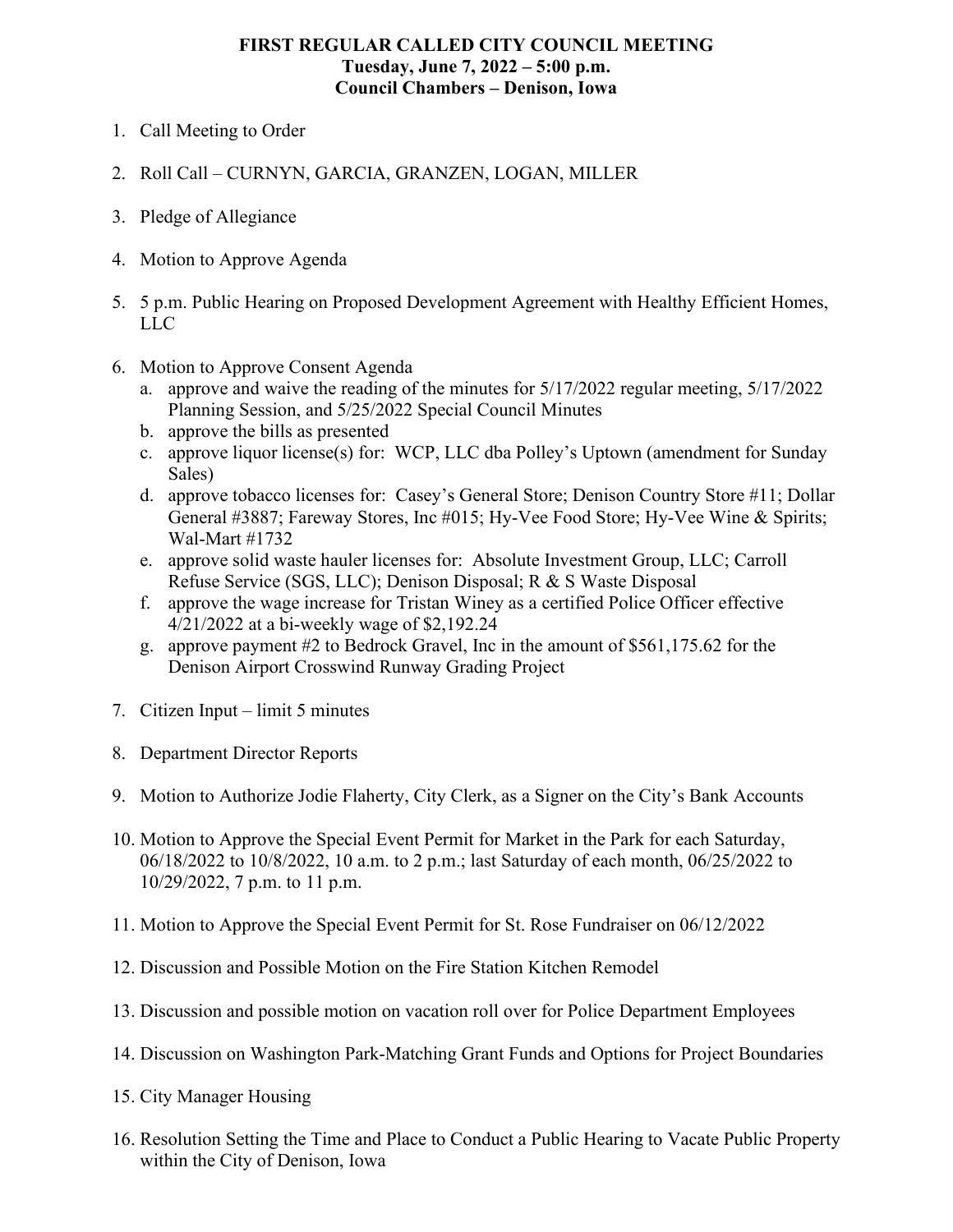# FIRST REGULAR CALLED CITY COUNCIL MEETING
## Tuesday, June 7, 2022 – 5:00 p.m.
## Council Chambers – Denison, Iowa

1. Call Meeting to Order
2. Roll Call – CURNYN, GARCIA, GRANZEN, LOGAN, MILLER
3. Pledge of Allegiance
4. Motion to Approve Agenda
5. 5 p.m. Public Hearing on Proposed Development Agreement with Healthy Efficient Homes, LLC
6. Motion to Approve Consent Agenda
   a. approve and waive the reading of the minutes for 5/17/2022 regular meeting, 5/17/2022 Planning Session, and 5/25/2022 Special Council Minutes
   b. approve the bills as presented
   c. approve liquor license(s) for: WCP, LLC dba Polley's Uptown (amendment for Sunday Sales)
   d. approve tobacco licenses for: Casey's General Store; Denison Country Store #11; Dollar General #3887; Fareway Stores, Inc #015; Hy-Vee Food Store; Hy-Vee Wine & Spirits; Wal-Mart #1732
   e. approve solid waste hauler licenses for: Absolute Investment Group, LLC; Carroll Refuse Service (SGS, LLC); Denison Disposal; R & S Waste Disposal
   f. approve the wage increase for Tristan Winey as a certified Police Officer effective 4/21/2022 at a bi-weekly wage of $2,192.24
   g. approve payment #2 to Bedrock Gravel, Inc in the amount of $561,175.62 for the Denison Airport Crosswind Runway Grading Project
7. Citizen Input – limit 5 minutes
8. Department Director Reports
9. Motion to Authorize Jodie Flaherty, City Clerk, as a Signer on the City's Bank Accounts
10. Motion to Approve the Special Event Permit for Market in the Park for each Saturday, 06/18/2022 to 10/8/2022, 10 a.m. to 2 p.m.; last Saturday of each month, 06/25/2022 to 10/29/2022, 7 p.m. to 11 p.m.
11. Motion to Approve the Special Event Permit for St. Rose Fundraiser on 06/12/2022
12. Discussion and Possible Motion on the Fire Station Kitchen Remodel
13. Discussion and possible motion on vacation roll over for Police Department Employees
14. Discussion on Washington Park-Matching Grant Funds and Options for Project Boundaries
15. City Manager Housing
16. Resolution Setting the Time and Place to Conduct a Public Hearing to Vacate Public Property within the City of Denison, Iowa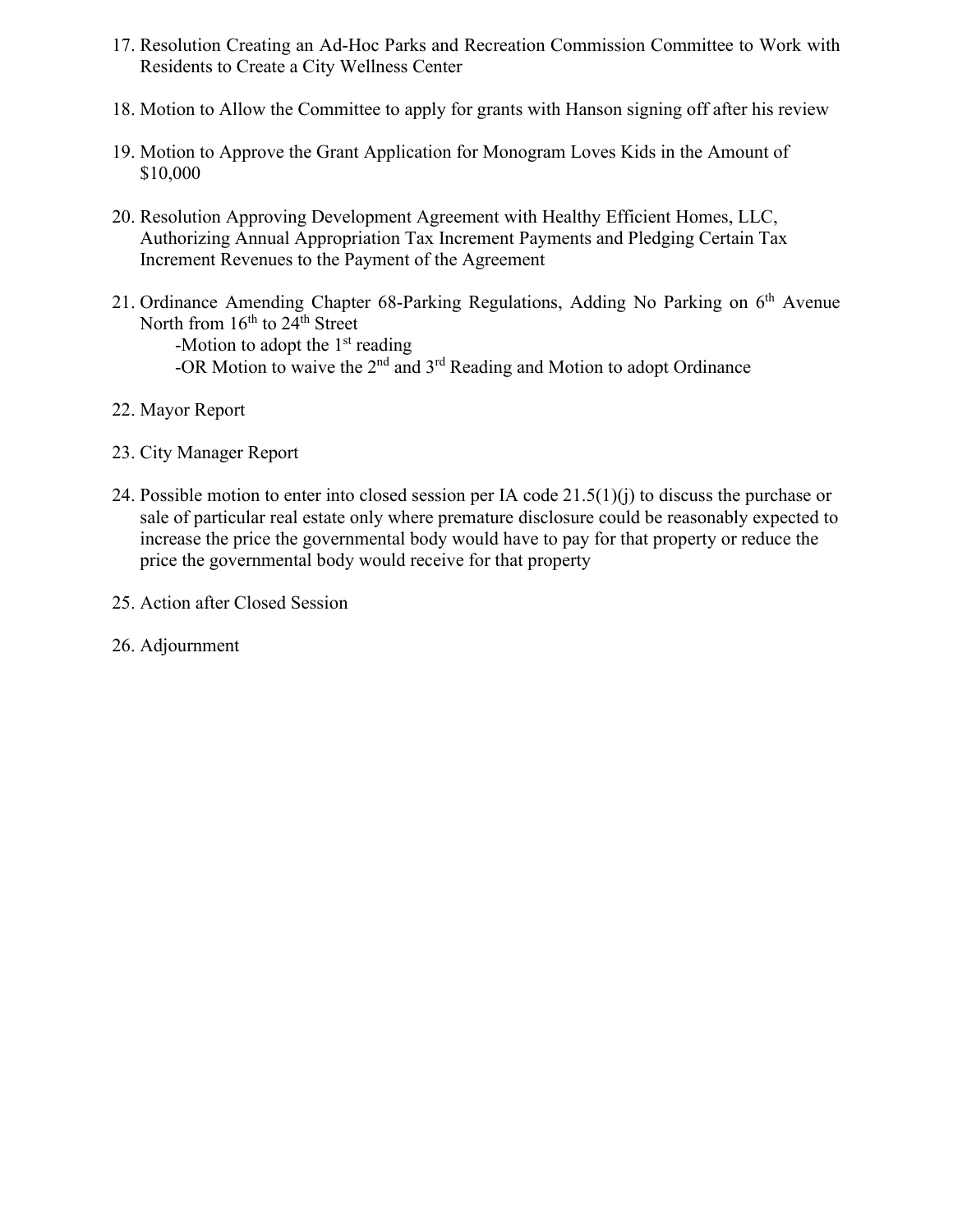17. Resolution Creating an Ad-Hoc Parks and Recreation Commission Committee to Work with Residents to Create a City Wellness Center

18. Motion to Allow the Committee to apply for grants with Hanson signing off after his review

19. Motion to Approve the Grant Application for Monogram Loves Kids in the Amount of $10,000

20. Resolution Approving Development Agreement with Healthy Efficient Homes, LLC, Authorizing Annual Appropriation Tax Increment Payments and Pledging Certain Tax Increment Revenues to the Payment of the Agreement

21. Ordinance Amending Chapter 68-Parking Regulations, Adding No Parking on 6th Avenue North from 16th to 24th Street
    - -Motion to adopt the 1st reading
    - -OR Motion to waive the 2nd and 3rd Reading and Motion to adopt Ordinance

22. Mayor Report

23. City Manager Report

24. Possible motion to enter into closed session per IA code 21.5(1)(j) to discuss the purchase or sale of particular real estate only where premature disclosure could be reasonably expected to increase the price the governmental body would have to pay for that property or reduce the price the governmental body would receive for that property

25. Action after Closed Session

26. Adjournment